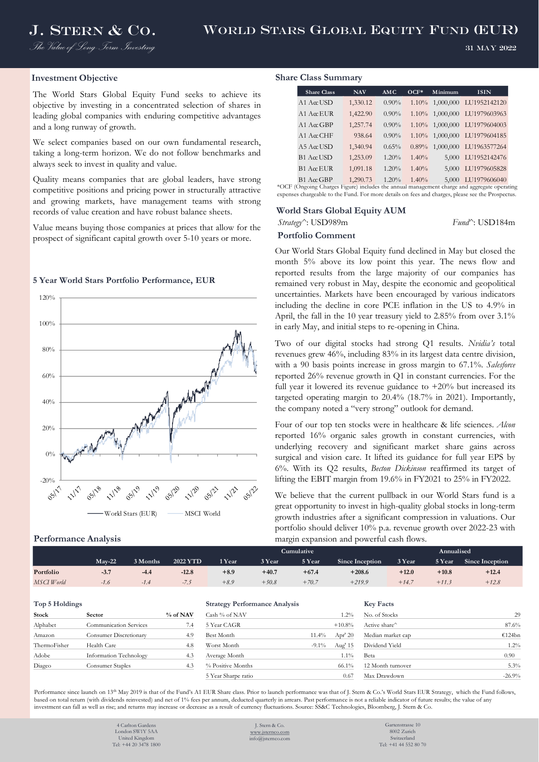# J. Stern & Co.

*The Value of Long Term Investing*

# World Stars Global Equity Fund (EUR)

31 MAY 2022

## Investment Objective

The World Stars Global Equity Fund seeks to achieve its objective by investing in a concentrated selection of shares in leading global companies with enduring competitive advantages and a long runway of growth.

We select companies based on our own fundamental research, taking a long-term horizon. We do not follow benchmarks and always seek to invest in quality and value.

Quality means companies that are global leaders, have strong competitive positions and pricing power in structurally attractive and growing markets, have management teams with strong records of value creation and have robust balance sheets.

Value means buying those companies at prices that allow for the prospect of significant capital growth over 5-10 years or more.

## 5 Year World Stars Portfolio Performance, EUR

World Stars (EUR) — MSCI World

## Share Class Summary

| Share Class | NAV | AMC | OCF* | Minimum | ISIN |
|---|---|---|---|---|---|
| A1 Acc USD | 1,330.12 | 0.90% | 1.10% | 1,000,000 | LU1952142120 |
| A1 Acc EUR | 1,422.90 | 0.90% | 1.10% | 1,000,000 | LU1979603963 |
| A1 Acc GBP | 1,257.74 | 0.90% | 1.10% | 1,000,000 | LU1979604003 |
| A1 Acc CHF | 938.64 | 0.90% | 1.10% | 1,000,000 | LU1979604185 |
| A5 Acc USD | 1,340.94 | 0.65% | 0.89% | 1,000,000 | LU1963577264 |
| B1 Acc USD | 1,253.09 | 1.20% | 1.40% | 5,000 | LU1952142476 |
| B1 Acc EUR | 1,091.18 | 1.20% | 1.40% | 5,000 | LU1979605828 |
| B1 Acc GBP | 1,290.73 | 1.20% | 1.40% | 5,000 | LU1979606040 |

*OCF (Ongoing Charges Figure) includes the annual management charge and aggregate operating expenses chargeable to the Fund. For more details on fees and charges, please see the Prospectus.

## World Stars Global Equity AUM

*Strategy*^: USD989m *Fund*^: USD184m

## Portfolio Comment

Our World Stars Global Equity fund declined in May but closed the month 5% above its low point this year. The news flow and reported results from the large majority of our companies has remained very robust in May, despite the economic and geopolitical uncertainties. Markets have been encouraged by various indicators including the decline in core PCE inflation in the US to 4.9% in April, the fall in the 10 year treasury yield to 2.85% from over 3.1% in early May, and initial steps to re-opening in China.

Two of our digital stocks had strong Q1 results. *Nvidia's* total revenues grew 46%, including 83% in its largest data centre division, with a 90 basis points increase in gross margin to 67.1%. *Salesforce* reported 26% revenue growth in Q1 in constant currencies. For the full year it lowered its revenue guidance to +20% but increased its targeted operating margin to 20.4% (18.7% in 2021). Importantly, the company noted a "very strong" outlook for demand.

Four of our top ten stocks were in healthcare & life sciences. *Alcon* reported 16% organic sales growth in constant currencies, with underlying recovery and significant market share gains across surgical and vision care. It lifted its guidance for full year EPS by 6%. With its Q2 results, *Becton Dickinson* reaffirmed its target of lifting the EBIT margin from 19.6% in FY2021 to 25% in FY2022.

We believe that the current pullback in our World Stars fund is a great opportunity to invest in high-quality global stocks in long-term growth industries after a significant compression in valuations. Our portfolio should deliver 10% p.a. revenue growth over 2022-23 with margin expansion and powerful cash flows.

## Performance Analysis

| | | | | Cumulative | | | | Annualised | | |
|---|---|---|---|---|---|---|---|---|---|---|
| | May-22 | 3 Months | 2022 YTD | 1 Year | 3 Year | 5 Year | Since Inception | 3 Year | 5 Year | Since Inception |
| **Portfolio** | **-3.7** | **-4.4** | **-12.8** | **+8.9** | **+40.7** | **+67.4** | **+208.6** | **+12.0** | **+10.8** | **+12.4** |
| *MSCI World* | *-1.6* | *-1.4* | *-7.5* | *+8.9* | *+50.8* | *+70.7* | *+219.9* | *+14.7* | *+11.3* | *+12.8* |

## Top 5 Holdings

| Stock | Sector | % of NAV |
|---|---|---|
| Alphabet | Communication Services | 7.4 |
| Amazon | Consumer Discretionary | 4.9 |
| ThermoFisher | Health Care | 4.8 |
| Adobe | Information Technology | 4.3 |
| Diageo | Consumer Staples | 4.3 |

## Strategy Performance Analysis

| | | |
|---|---|---|
| Cash % of NAV | | 1.2% |
| 5 Year CAGR | | +10.8% |
| Best Month | 11.4% | Apr' 20 |
| Worst Month | -9.1% | Aug' 15 |
| Average Month | | 1.1% |
| % Positive Months | | 66.1% |
| 5 Year Sharpe ratio | | 0.67 |

## Key Facts

| | |
|---|---|
| No. of Stocks | 29 |
| Active share^ | 87.6% |
| Median market cap | €124bn |
| Dividend Yield | 1.2% |
| Beta | 0.90 |
| 12 Month turnover | 5.3% |
| Max Drawdown | -26.9% |

Performance since launch on 13th May 2019 is that of the Fund's A1 EUR Share class. Prior to launch performance was that of J. Stern & Co.'s World Stars EUR Strategy, which the Fund follows, based on total return (with dividends reinvested) and net of 1% fees per annum, deducted quarterly in arrears. Past performance is not a reliable indicator of future results; the value of any investment can fall as well as rise; and returns may increase or decrease as a result of currency fluctuations. Source: SS&C Technologies, Bloomberg, J. Stern & Co.

4 Carlton Gardens
London SW1Y 5AA
United Kingdom
Tel: +44 20 3478 1800

J. Stern & Co.
www.jsternco.com
info@jsternco.com

Gartenstrasse 10
8002 Zurich
Switzerland
Tel: +41 44 552 80 70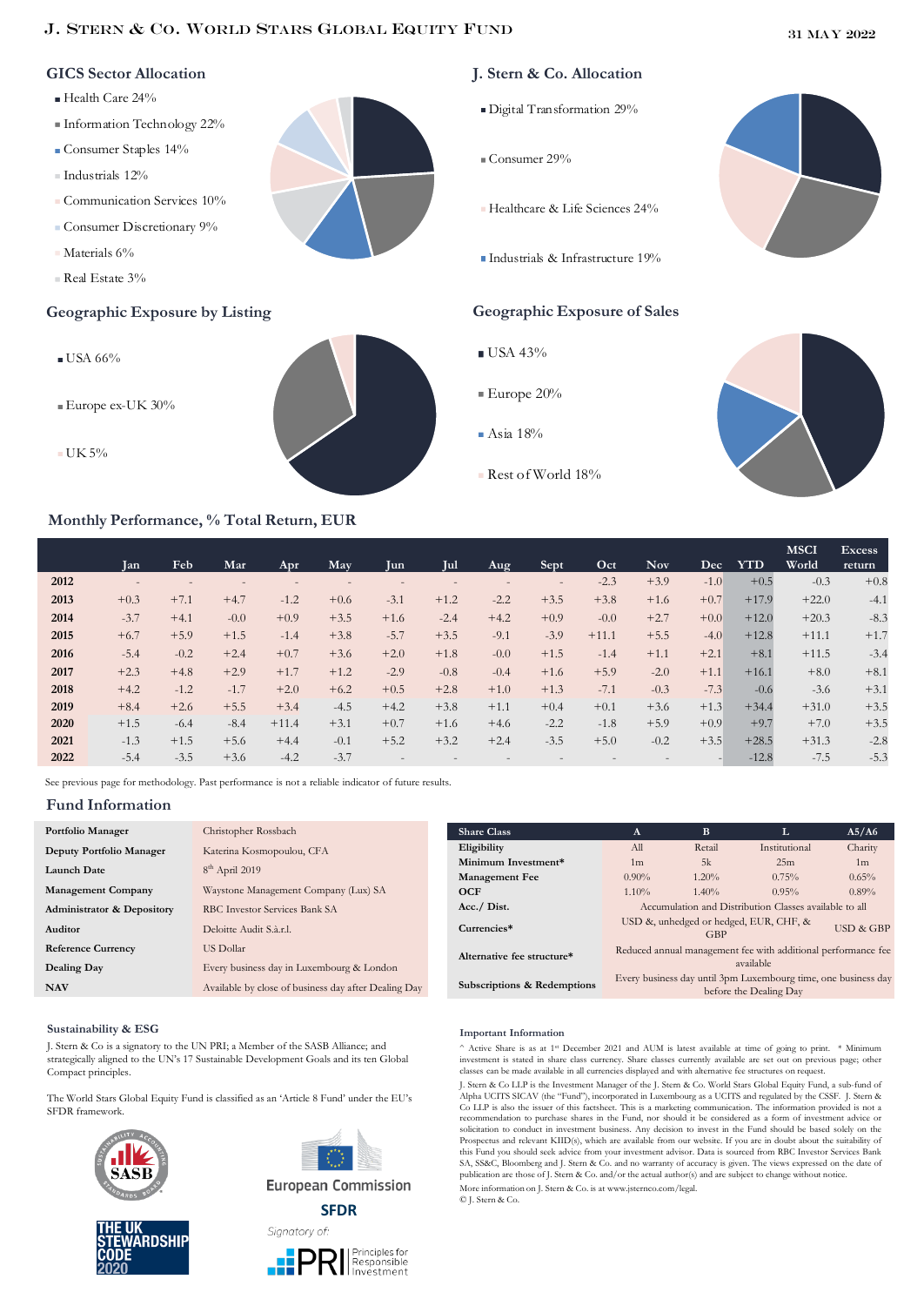# J. Stern & Co. World Stars Global Equity Fund

31 MAY 2022

## GICS Sector Allocation

- Health Care 24%
- Information Technology 22%
- Consumer Staples 14%
- Industrials 12%
- Communication Services 10%
- Consumer Discretionary 9%
- Materials 6%
- Real Estate 3%

## J. Stern & Co. Allocation

- Digital Transformation 29%
- Consumer 29%
- Healthcare & Life Sciences 24%
- Industrials & Infrastructure 19%

## Geographic Exposure by Listing

- USA 66%
- Europe ex-UK 30%
- UK 5%

## Geographic Exposure of Sales

- USA 43%
- Europe 20%
- Asia 18%
- Rest of World 18%

## Monthly Performance, % Total Return, EUR

| | Jan | Feb | Mar | Apr | May | Jun | Jul | Aug | Sept | Oct | Nov | Dec | YTD | MSCI World | Excess return |
|---|---|---|---|---|---|---|---|---|---|---|---|---|---|---|---|
| 2012 | - | - | - | - | - | - | - | - | - | -2.3 | +3.9 | -1.0 | +0.5 | -0.3 | +0.8 |
| 2013 | +0.3 | +7.1 | +4.7 | -1.2 | +0.6 | -3.1 | +1.2 | -2.2 | +3.5 | +3.8 | +1.6 | +0.7 | +17.9 | +22.0 | -4.1 |
| 2014 | -3.7 | +4.1 | -0.0 | +0.9 | +3.5 | +1.6 | -2.4 | +4.2 | +0.9 | -0.0 | +2.7 | +0.0 | +12.0 | +20.3 | -8.3 |
| 2015 | +6.7 | +5.9 | +1.5 | -1.4 | +3.8 | -5.7 | +3.5 | -9.1 | -3.9 | +11.1 | +5.5 | -4.0 | +12.8 | +11.1 | +1.7 |
| 2016 | -5.4 | -0.2 | +2.4 | +0.7 | +3.6 | +2.0 | +1.8 | -0.0 | +1.5 | -1.4 | +1.1 | +2.1 | +8.1 | +11.5 | -3.4 |
| 2017 | +2.3 | +4.8 | +2.9 | +1.7 | +1.2 | -2.9 | -0.8 | -0.4 | +1.6 | +5.9 | -2.0 | +1.1 | +16.1 | +8.0 | +8.1 |
| 2018 | +4.2 | -1.2 | -1.7 | +2.0 | +6.2 | +0.5 | +2.8 | +1.0 | +1.3 | -7.1 | -0.3 | -7.3 | -0.6 | -3.6 | +3.1 |
| 2019 | +8.4 | +2.6 | +5.5 | +3.4 | -4.5 | +4.2 | +3.8 | +1.1 | +0.4 | +0.1 | +3.6 | +1.3 | +34.4 | +31.0 | +3.5 |
| 2020 | +1.5 | -6.4 | -8.4 | +11.4 | +3.1 | +0.7 | +1.6 | +4.6 | -2.2 | -1.8 | +5.9 | +0.9 | +9.7 | +7.0 | +3.5 |
| 2021 | -1.3 | +1.5 | +5.6 | +4.4 | -0.1 | +5.2 | +3.2 | +2.4 | -3.5 | +5.0 | -0.2 | +3.5 | +28.5 | +31.3 | -2.8 |
| 2022 | -5.4 | -3.5 | +3.6 | -4.2 | -3.7 | - | - | - | - | - | - | - | -12.8 | -7.5 | -5.3 |

See previous page for methodology. Past performance is not a reliable indicator of future results.

## Fund Information

| | |
|---|---|
| **Portfolio Manager** | Christopher Rossbach |
| **Deputy Portfolio Manager** | Katerina Kosmopoulou, CFA |
| **Launch Date** | 8th April 2019 |
| **Management Company** | Waystone Management Company (Lux) SA |
| **Administrator & Depository** | RBC Investor Services Bank SA |
| **Auditor** | Deloitte Audit S.à.r.l. |
| **Reference Currency** | US Dollar |
| **Dealing Day** | Every business day in Luxembourg & London |
| **NAV** | Available by close of business day after Dealing Day |

| Share Class | A | B | L | A5/A6 |
|---|---|---|---|---|
| **Eligibility** | All | Retail | Institutional | Charity |
| **Minimum Investment*** | 1m | 5k | 25m | 1m |
| **Management Fee** | 0.90% | 1.20% | 0.75% | 0.65% |
| **OCF** | 1.10% | 1.40% | 0.95% | 0.89% |
| **Acc./ Dist.** | Accumulation and Distribution Classes available to all | | | |
| **Currencies*** | USD &, unhedged or hedged, EUR, CHF, & GBP | | | USD & GBP |
| **Alternative fee structure*** | Reduced annual management fee with additional performance fee available | | | |
| **Subscriptions & Redemptions** | Every business day until 3pm Luxembourg time, one business day before the Dealing Day | | | |

### Sustainability & ESG

J. Stern & Co is a signatory to the UN PRI; a Member of the SASB Alliance; and strategically aligned to the UN's 17 Sustainable Development Goals and its ten Global Compact principles.

The World Stars Global Equity Fund is classified as an 'Article 8 Fund' under the EU's SFDR framework.

SASB

The UK Stewardship Code 2020

European Commission SFDR

Signatory of: PRI Principles for Responsible Investment

### Important Information

^ Active Share is as at 1st December 2021 and AUM is latest available at time of going to print. * Minimum investment is stated in share class currency. Share classes currently available are set out on previous page; other classes can be made available in all currencies displayed and with alternative fee structures on request.

J. Stern & Co LLP is the Investment Manager of the J. Stern & Co. World Stars Global Equity Fund, a sub-fund of Alpha UCITS SICAV (the "Fund"), incorporated in Luxembourg as a UCITS and regulated by the CSSF. J. Stern & Co LLP is also the issuer of this factsheet. This is a marketing communication. The information provided is not a recommendation to purchase shares in the Fund, nor should it be considered as a form of investment advice or solicitation to conduct in investment business. Any decision to invest in the Fund should be based solely on the Prospectus and relevant KIID(s), which are available from our website. If you are in doubt about the suitability of this Fund you should seek advice from your investment advisor. Data is sourced from RBC Investor Services Bank SA, SS&C, Bloomberg and J. Stern & Co. and no warranty of accuracy is given. The views expressed on the date of publication are those of J. Stern & Co. and/or the actual author(s) and are subject to change without notice.

More information on J. Stern & Co. is at www.jsternco.com/legal.

© J. Stern & Co.